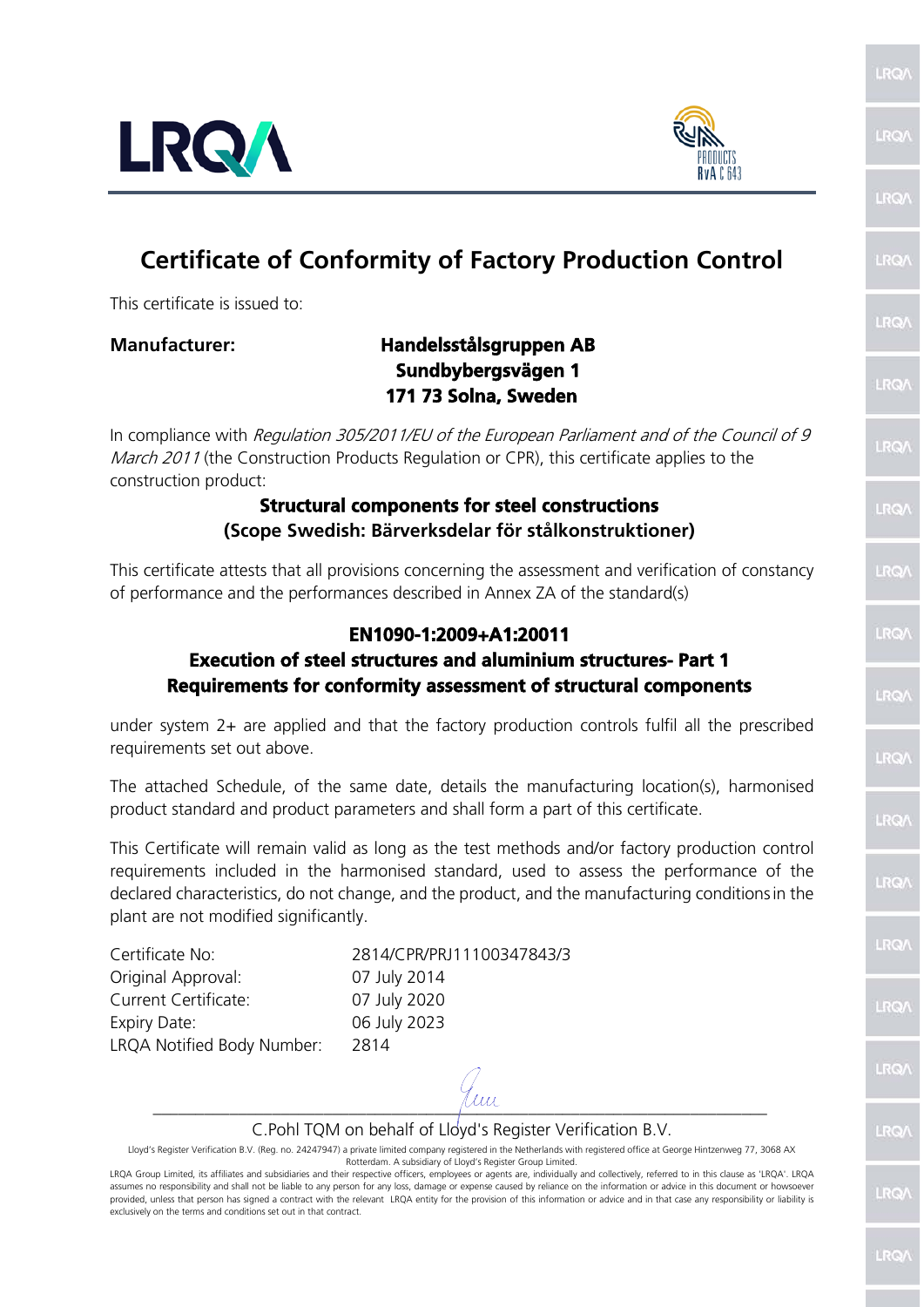# Certificate of Conformity of Factory Production Control

This certificate is issued to:

**Manufacturer:** **Handelsstålsgruppen AB**
**Sundbybergsvägen 1**
**171 73 Solna, Sweden**

In compliance with *Regulation 305/2011/EU of the European Parliament and of the Council of 9 March 2011* (the Construction Products Regulation or CPR), this certificate applies to the construction product:

**Structural components for steel constructions**
**(Scope Swedish: Bärverksdelar för stålkonstruktioner)**

This certificate attests that all provisions concerning the assessment and verification of constancy of performance and the performances described in Annex ZA of the standard(s)

**EN1090-1:2009+A1:20011**
**Execution of steel structures and aluminium structures- Part 1**
**Requirements for conformity assessment of structural components**

under system 2+ are applied and that the factory production controls fulfil all the prescribed requirements set out above.

The attached Schedule, of the same date, details the manufacturing location(s), harmonised product standard and product parameters and shall form a part of this certificate.

This Certificate will remain valid as long as the test methods and/or factory production control requirements included in the harmonised standard, used to assess the performance of the declared characteristics, do not change, and the product, and the manufacturing conditions in the plant are not modified significantly.

| | |
|---|---|
| Certificate No: | 2814/CPR/PRJ11100347843/3 |
| Original Approval: | 07 July 2014 |
| Current Certificate: | 07 July 2020 |
| Expiry Date: | 06 July 2023 |
| LRQA Notified Body Number: | 2814 |

C.Pohl TQM on behalf of Lloyd's Register Verification B.V.

Lloyd's Register Verification B.V. (Reg. no. 24247947) a private limited company registered in the Netherlands with registered office at George Hintzenweg 77, 3068 AX Rotterdam. A subsidiary of Lloyd's Register Group Limited.

LRQA Group Limited, its affiliates and subsidiaries and their respective officers, employees or agents are, individually and collectively, referred to in this clause as 'LRQA'. LRQA assumes no responsibility and shall not be liable to any person for any loss, damage or expense caused by reliance on the information or advice in this document or howsoever provided, unless that person has signed a contract with the relevant LRQA entity for the provision of this information or advice and in that case any responsibility or liability is exclusively on the terms and conditions set out in that contract.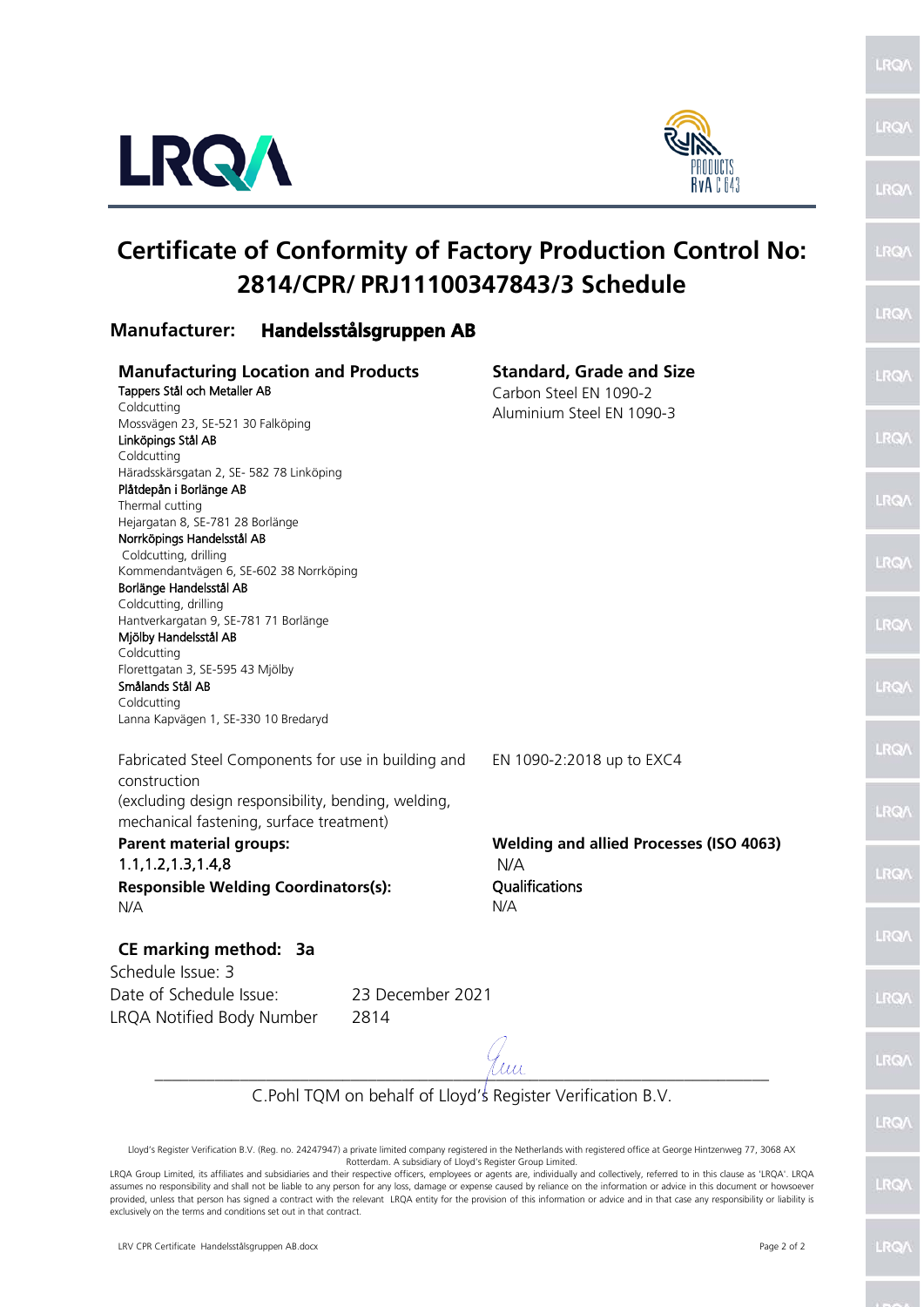# Certificate of Conformity of Factory Production Control No: 2814/CPR/ PRJ11100347843/3 Schedule

**Manufacturer: Handelsstålsgruppen AB**

| Manufacturing Location and Products | Standard, Grade and Size |
|---|---|
| Tappers Stål och Metaller AB<br>Coldcutting<br>Mossvägen 23, SE-521 30 Falköping<br>Linköpings Stål AB<br>Coldcutting<br>Häradsskärsgatan 2, SE- 582 78 Linköping<br>Plåtdepån i Borlänge AB<br>Thermal cutting<br>Hejargatan 8, SE-781 28 Borlänge<br>Norrköpings Handelsstål AB<br>Coldcutting, drilling<br>Kommendantvägen 6, SE-602 38 Norrköping<br>Borlänge Handelsstål AB<br>Coldcutting, drilling<br>Hantverkargatan 9, SE-781 71 Borlänge<br>Mjölby Handelsstål AB<br>Coldcutting<br>Florettgatan 3, SE-595 43 Mjölby<br>Smålands Stål AB<br>Coldcutting<br>Lanna Kapvägen 1, SE-330 10 Bredaryd | Carbon Steel EN 1090-2<br>Aluminium Steel EN 1090-3 |
| Fabricated Steel Components for use in building and construction<br>(excluding design responsibility, bending, welding, mechanical fastening, surface treatment) | EN 1090-2:2018 up to EXC4 |
| **Parent material groups:**<br>**1.1,1.2,1.3,1.4,8** | **Welding and allied Processes (ISO 4063)**<br>N/A |
| **Responsible Welding Coordinators(s):**<br>N/A | **Qualifications**<br>N/A |

**CE marking method: 3a**

Schedule Issue: 3

Date of Schedule Issue: 23 December 2021

LRQA Notified Body Number 2814

C.Pohl TQM on behalf of Lloyd's Register Verification B.V.

Lloyd's Register Verification B.V. (Reg. no. 24247947) a private limited company registered in the Netherlands with registered office at George Hintzenweg 77, 3068 AX Rotterdam. A subsidiary of Lloyd's Register Group Limited.

LRQA Group Limited, its affiliates and subsidiaries and their respective officers, employees or agents are, individually and collectively, referred to in this clause as 'LRQA'. LRQA assumes no responsibility and shall not be liable to any person for any loss, damage or expense caused by reliance on the information or advice in this document or howsoever provided, unless that person has signed a contract with the relevant LRQA entity for the provision of this information or advice and in that case any responsibility or liability is exclusively on the terms and conditions set out in that contract.

LRV CPR Certificate Handelsstålsgruppen AB.docx